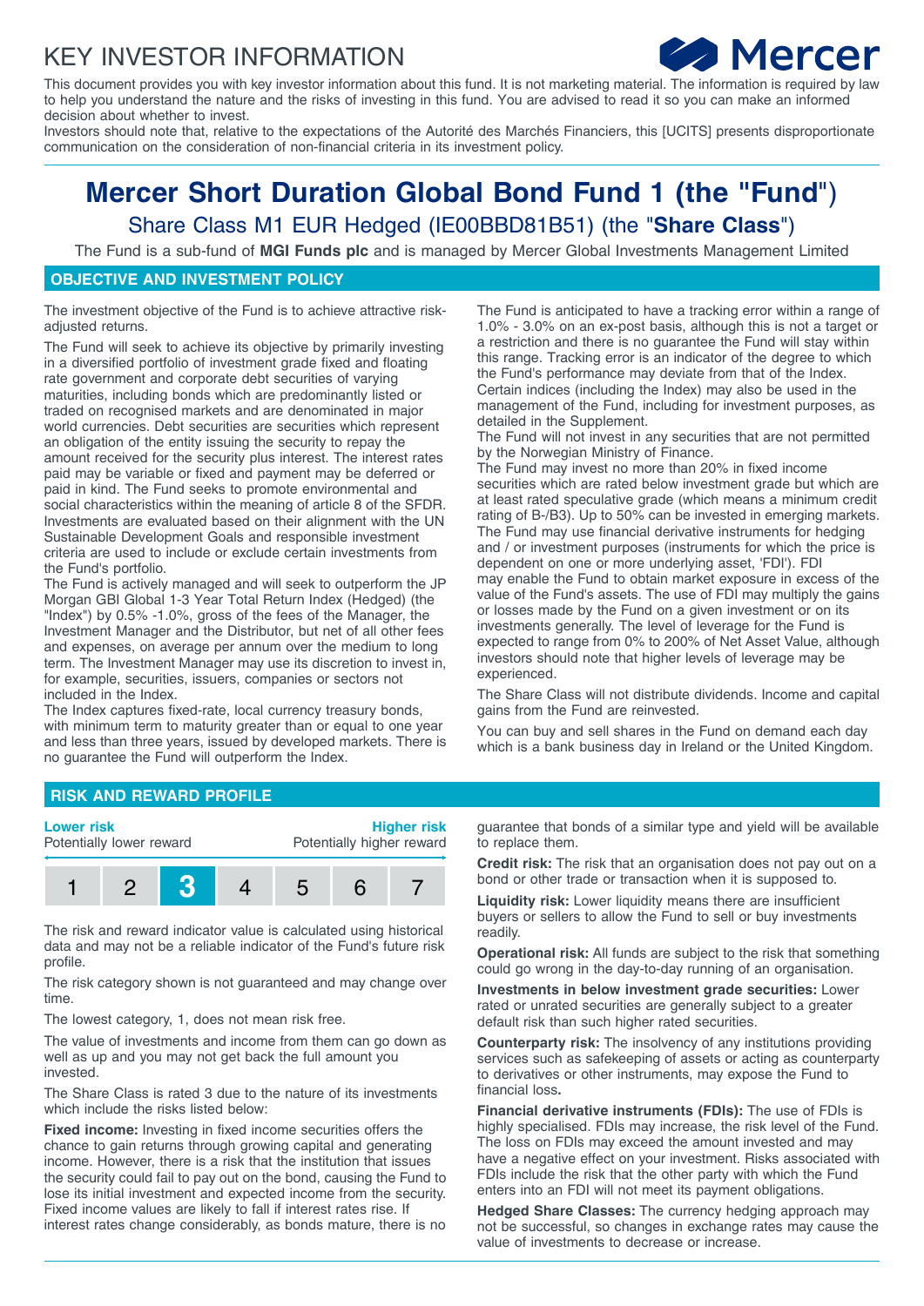# KEY INVESTOR INFORMATION

This document provides you with key investor information about this fund. It is not marketing material. The information is required by law to help you understand the nature and the risks of investing in this fund. You are advised to read it so you can make an informed decision about whether to invest.

Investors should note that, relative to the expectations of the Autorité des Marchés Financiers, this [UCITS] presents disproportionate communication on the consideration of non-financial criteria in its investment policy.

# Mercer Short Duration Global Bond Fund 1 (the "Fund")

## Share Class M1 EUR Hedged (IE00BBD81B51) (the "**Share Class**")

The Fund is a sub-fund of **MGI Funds plc** and is managed by Mercer Global Investments Management Limited

## OBJECTIVE AND INVESTMENT POLICY

The investment objective of the Fund is to achieve attractive risk-adjusted returns.

The Fund will seek to achieve its objective by primarily investing in a diversified portfolio of investment grade fixed and floating rate government and corporate debt securities of varying maturities, including bonds which are predominantly listed or traded on recognised markets and are denominated in major world currencies. Debt securities are securities which represent an obligation of the entity issuing the security to repay the amount received for the security plus interest. The interest rates paid may be variable or fixed and payment may be deferred or paid in kind. The Fund seeks to promote environmental and social characteristics within the meaning of article 8 of the SFDR. Investments are evaluated based on their alignment with the UN Sustainable Development Goals and responsible investment criteria are used to include or exclude certain investments from the Fund's portfolio.

The Fund is actively managed and will seek to outperform the JP Morgan GBI Global 1-3 Year Total Return Index (Hedged) (the "Index") by 0.5% -1.0%, gross of the fees of the Manager, the Investment Manager and the Distributor, but net of all other fees and expenses, on average per annum over the medium to long term. The Investment Manager may use its discretion to invest in, for example, securities, issuers, companies or sectors not included in the Index.

The Index captures fixed-rate, local currency treasury bonds, with minimum term to maturity greater than or equal to one year and less than three years, issued by developed markets. There is no guarantee the Fund will outperform the Index.

The Fund is anticipated to have a tracking error within a range of 1.0% - 3.0% on an ex-post basis, although this is not a target or a restriction and there is no guarantee the Fund will stay within this range. Tracking error is an indicator of the degree to which the Fund's performance may deviate from that of the Index. Certain indices (including the Index) may also be used in the management of the Fund, including for investment purposes, as detailed in the Supplement.

The Fund will not invest in any securities that are not permitted by the Norwegian Ministry of Finance.

The Fund may invest no more than 20% in fixed income securities which are rated below investment grade but which are at least rated speculative grade (which means a minimum credit rating of B-/B3). Up to 50% can be invested in emerging markets. The Fund may use financial derivative instruments for hedging and / or investment purposes (instruments for which the price is dependent on one or more underlying asset, 'FDI'). FDI may enable the Fund to obtain market exposure in excess of the value of the Fund's assets. The use of FDI may multiply the gains or losses made by the Fund on a given investment or on its investments generally. The level of leverage for the Fund is expected to range from 0% to 200% of Net Asset Value, although investors should note that higher levels of leverage may be experienced.

The Share Class will not distribute dividends. Income and capital gains from the Fund are reinvested.

You can buy and sell shares in the Fund on demand each day which is a bank business day in Ireland or the United Kingdom.

## RISK AND REWARD PROFILE

| **Lower risk** Potentially lower reward | | | | | | **Higher risk** Potentially higher reward |
|---|---|---|---|---|---|---|
| 1 | 2 | **3** | 4 | 5 | 6 | 7 |

The risk and reward indicator value is calculated using historical data and may not be a reliable indicator of the Fund's future risk profile.

The risk category shown is not guaranteed and may change over time.

The lowest category, 1, does not mean risk free.

The value of investments and income from them can go down as well as up and you may not get back the full amount you invested.

The Share Class is rated 3 due to the nature of its investments which include the risks listed below:

**Fixed income:** Investing in fixed income securities offers the chance to gain returns through growing capital and generating income. However, there is a risk that the institution that issues the security could fail to pay out on the bond, causing the Fund to lose its initial investment and expected income from the security. Fixed income values are likely to fall if interest rates rise. If interest rates change considerably, as bonds mature, there is no guarantee that bonds of a similar type and yield will be available to replace them.

**Credit risk:** The risk that an organisation does not pay out on a bond or other trade or transaction when it is supposed to.

**Liquidity risk:** Lower liquidity means there are insufficient buyers or sellers to allow the Fund to sell or buy investments readily.

**Operational risk:** All funds are subject to the risk that something could go wrong in the day-to-day running of an organisation.

**Investments in below investment grade securities:** Lower rated or unrated securities are generally subject to a greater default risk than such higher rated securities.

**Counterparty risk:** The insolvency of any institutions providing services such as safekeeping of assets or acting as counterparty to derivatives or other instruments, may expose the Fund to financial loss.

**Financial derivative instruments (FDIs):** The use of FDIs is highly specialised. FDIs may increase, the risk level of the Fund. The loss on FDIs may exceed the amount invested and may have a negative effect on your investment. Risks associated with FDIs include the risk that the other party with which the Fund enters into an FDI will not meet its payment obligations.

**Hedged Share Classes:** The currency hedging approach may not be successful, so changes in exchange rates may cause the value of investments to decrease or increase.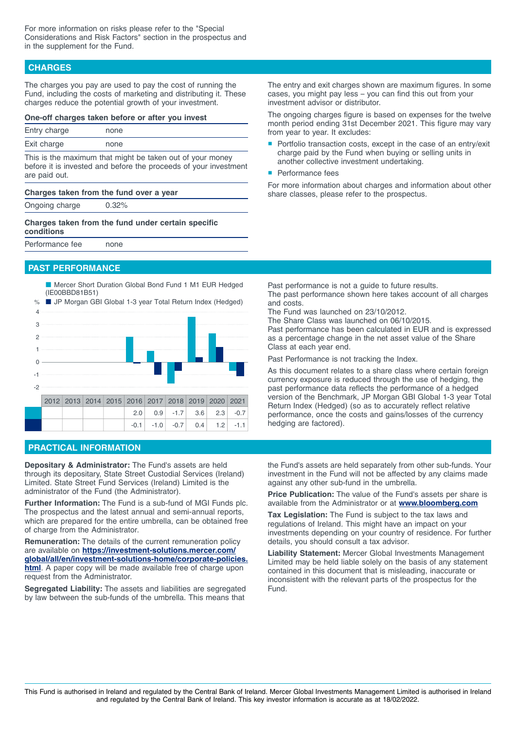For more information on risks please refer to the "Special Considerations and Risk Factors" section in the prospectus and in the supplement for the Fund.

## CHARGES

The charges you pay are used to pay the cost of running the Fund, including the costs of marketing and distributing it. These charges reduce the potential growth of your investment.

| One-off charges taken before or after you invest | |
|---|---|
| Entry charge | none |
| Exit charge | none |

This is the maximum that might be taken out of your money before it is invested and before the proceeds of your investment are paid out.

| Charges taken from the fund over a year | |
|---|---|
| Ongoing charge | 0.32% |

| Charges taken from the fund under certain specific conditions | |
|---|---|
| Performance fee | none |

The entry and exit charges shown are maximum figures. In some cases, you might pay less – you can find this out from your investment advisor or distributor.

The ongoing charges figure is based on expenses for the twelve month period ending 31st December 2021. This figure may vary from year to year. It excludes:

- Portfolio transaction costs, except in the case of an entry/exit charge paid by the Fund when buying or selling units in another collective investment undertaking.
- Performance fees

For more information about charges and information about other share classes, please refer to the prospectus.

## PAST PERFORMANCE

■ Mercer Short Duration Global Bond Fund 1 M1 EUR Hedged (IE00BBD81B51)
■ JP Morgan GBI Global 1-3 year Total Return Index (Hedged)

%
4
3
2
1
0
-1
-2

| | 2012 | 2013 | 2014 | 2015 | 2016 | 2017 | 2018 | 2019 | 2020 | 2021 |
|---|---|---|---|---|---|---|---|---|---|---|
| ■ | | | | | 2.0 | 0.9 | -1.7 | 3.6 | 2.3 | -0.7 |
| ■ | | | | | -0.1 | -1.0 | -0.7 | 0.4 | 1.2 | -1.1 |

Past performance is not a guide to future results.
The past performance shown here takes account of all charges and costs.
The Fund was launched on 23/10/2012.
The Share Class was launched on 06/10/2015.
Past performance has been calculated in EUR and is expressed as a percentage change in the net asset value of the Share Class at each year end.

Past Performance is not tracking the Index.

As this document relates to a share class where certain foreign currency exposure is reduced through the use of hedging, the past performance data reflects the performance of a hedged version of the Benchmark, JP Morgan GBI Global 1-3 year Total Return Index (Hedged) (so as to accurately reflect relative performance, once the costs and gains/losses of the currency hedging are factored).

## PRACTICAL INFORMATION

**Depositary & Administrator:** The Fund's assets are held through its depositary, State Street Custodial Services (Ireland) Limited. State Street Fund Services (Ireland) Limited is the administrator of the Fund (the Administrator).

**Further Information:** The Fund is a sub-fund of MGI Funds plc. The prospectus and the latest annual and semi-annual reports, which are prepared for the entire umbrella, can be obtained free of charge from the Administrator.

**Remuneration:** The details of the current remuneration policy are available on **https://investment-solutions.mercer.com/global/all/en/investment-solutions-home/corporate-policies.html**. A paper copy will be made available free of charge upon request from the Administrator.

**Segregated Liability:** The assets and liabilities are segregated by law between the sub-funds of the umbrella. This means that the Fund's assets are held separately from other sub-funds. Your investment in the Fund will not be affected by any claims made against any other sub-fund in the umbrella.

**Price Publication:** The value of the Fund's assets per share is available from the Administrator or at **www.bloomberg.com**

**Tax Legislation:** The Fund is subject to the tax laws and regulations of Ireland. This might have an impact on your investments depending on your country of residence. For further details, you should consult a tax advisor.

**Liability Statement:** Mercer Global Investments Management Limited may be held liable solely on the basis of any statement contained in this document that is misleading, inaccurate or inconsistent with the relevant parts of the prospectus for the Fund.

This Fund is authorised in Ireland and regulated by the Central Bank of Ireland. Mercer Global Investments Management Limited is authorised in Ireland and regulated by the Central Bank of Ireland. This key investor information is accurate as at 18/02/2022.